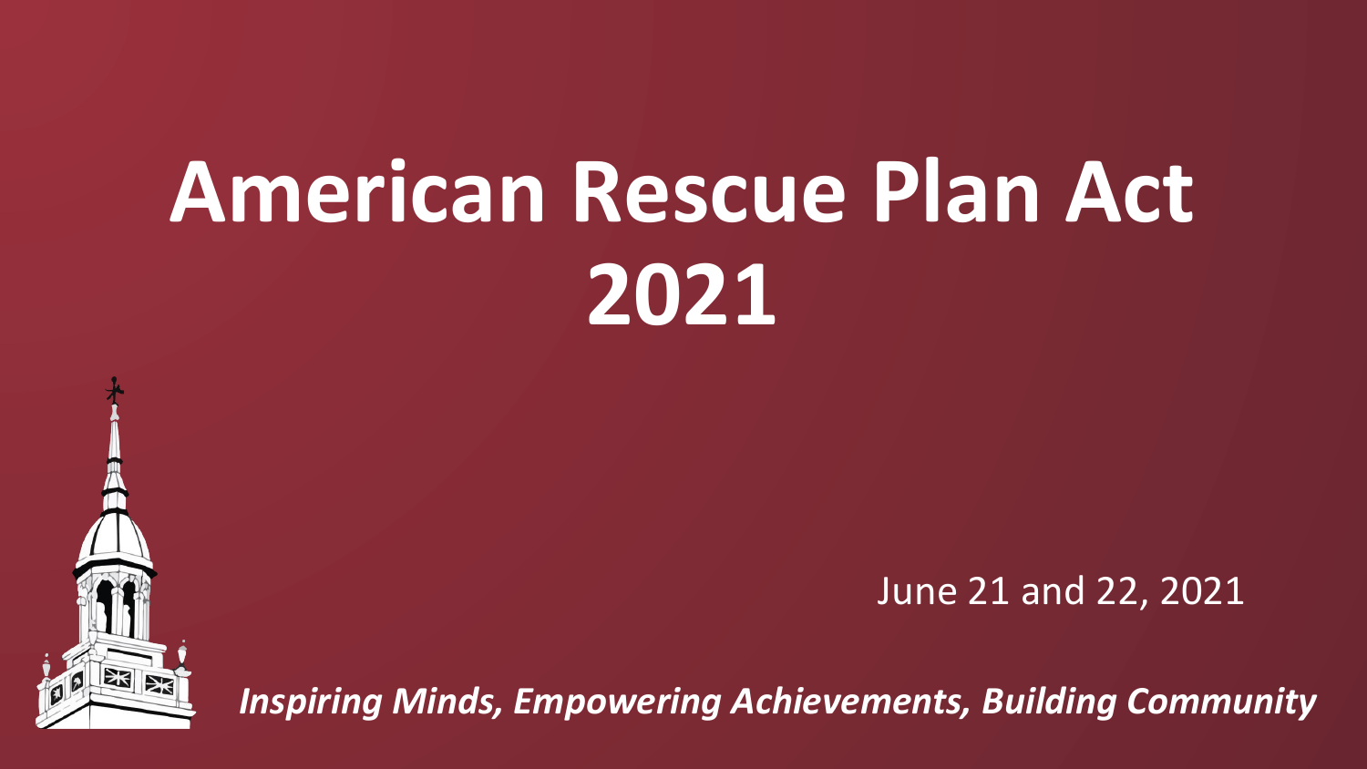# American Rescue Plan Act 2021

June 21 and 22, 2021

***Inspiring Minds, Empowering Achievements, Building Community***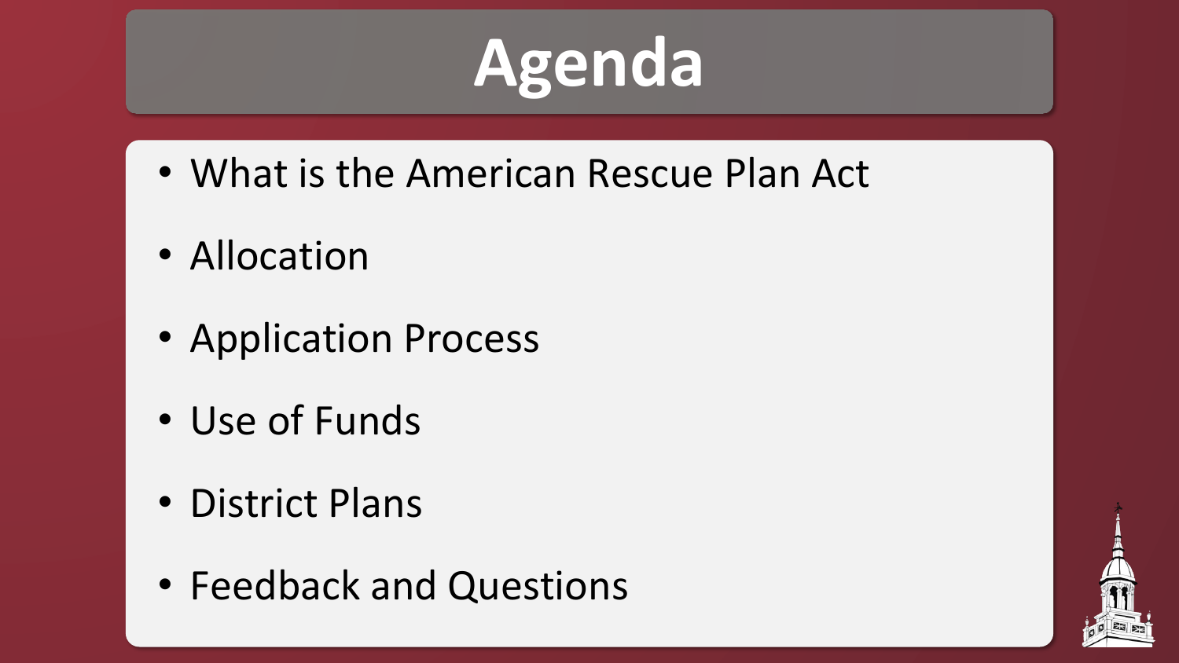# Agenda

- What is the American Rescue Plan Act
- Allocation
- Application Process
- Use of Funds
- District Plans
- Feedback and Questions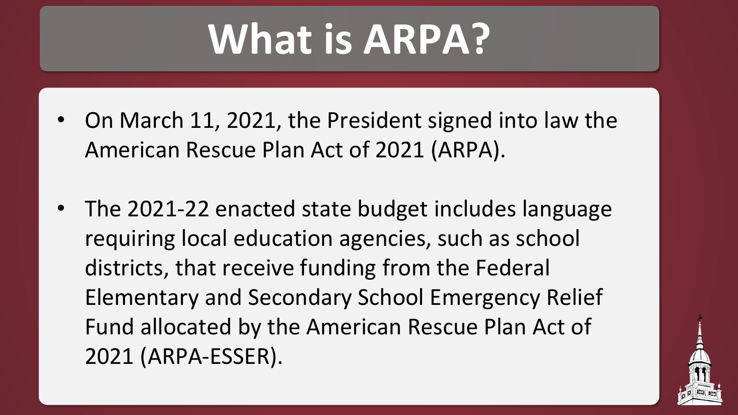# What is ARPA?

- On March 11, 2021, the President signed into law the American Rescue Plan Act of 2021 (ARPA).

- The 2021-22 enacted state budget includes language requiring local education agencies, such as school districts, that receive funding from the Federal Elementary and Secondary School Emergency Relief Fund allocated by the American Rescue Plan Act of 2021 (ARPA-ESSER).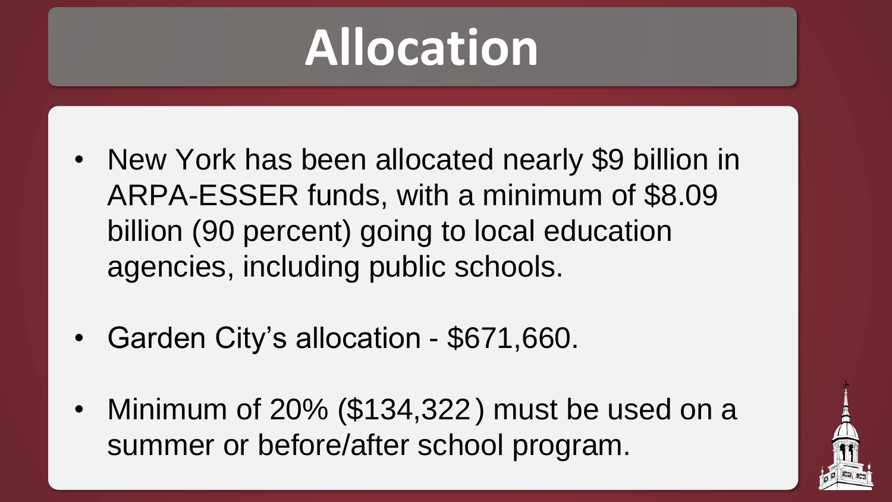# Allocation

- New York has been allocated nearly $9 billion in ARPA-ESSER funds, with a minimum of $8.09 billion (90 percent) going to local education agencies, including public schools.

- Garden City's allocation - $671,660.

- Minimum of 20% ($134,322) must be used on a summer or before/after school program.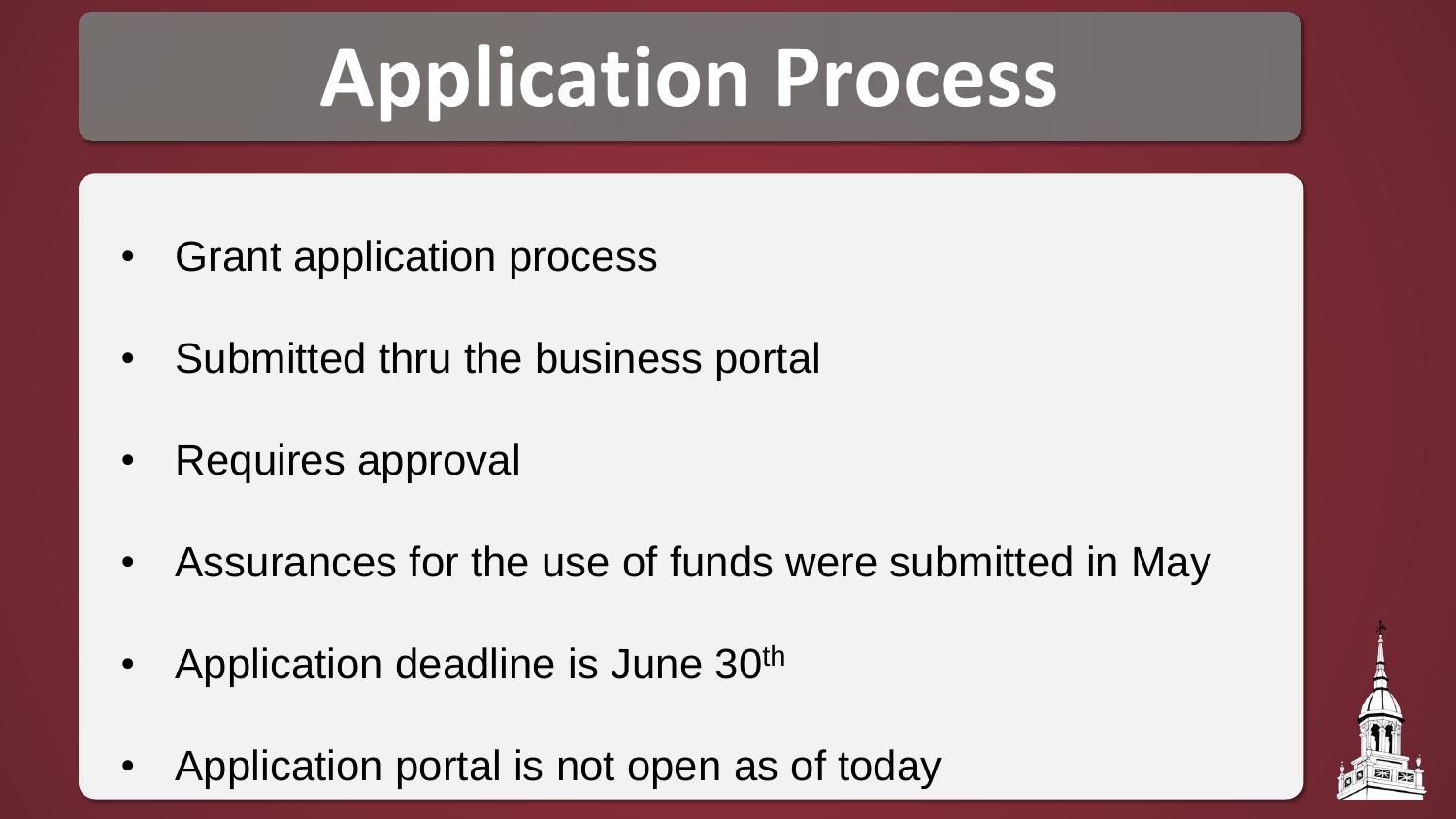# Application Process

- Grant application process
- Submitted thru the business portal
- Requires approval
- Assurances for the use of funds were submitted in May
- Application deadline is June 30th
- Application portal is not open as of today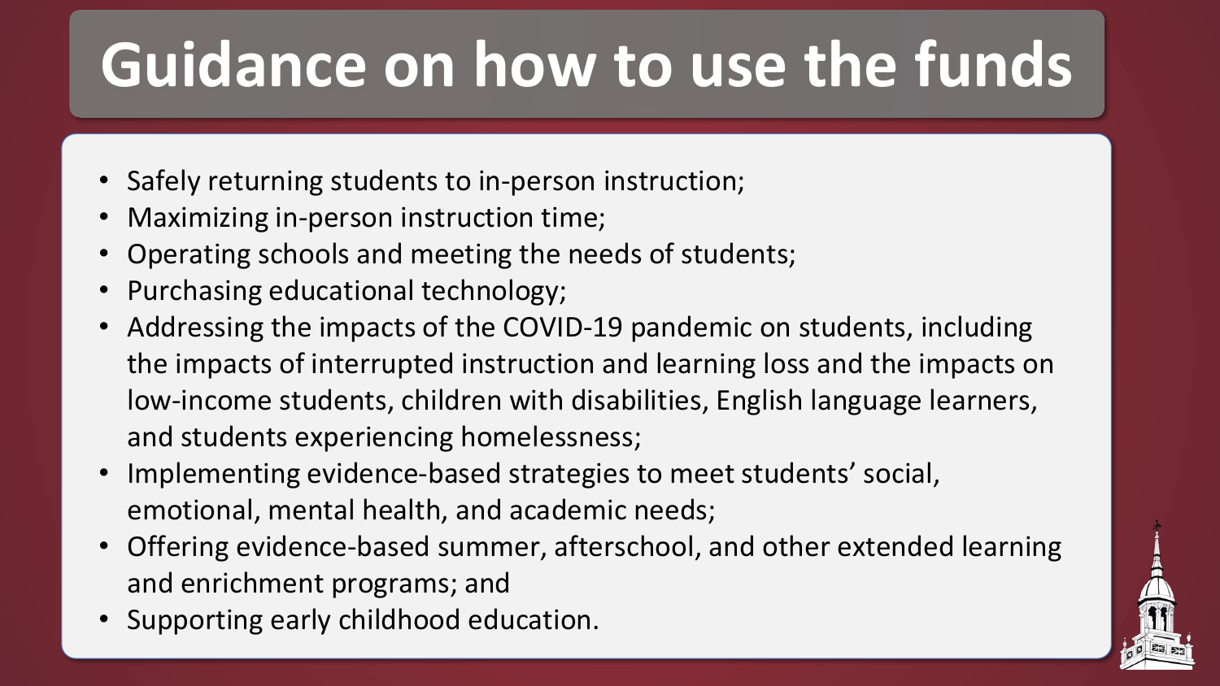# Guidance on how to use the funds

- Safely returning students to in-person instruction;
- Maximizing in-person instruction time;
- Operating schools and meeting the needs of students;
- Purchasing educational technology;
- Addressing the impacts of the COVID-19 pandemic on students, including the impacts of interrupted instruction and learning loss and the impacts on low-income students, children with disabilities, English language learners, and students experiencing homelessness;
- Implementing evidence-based strategies to meet students' social, emotional, mental health, and academic needs;
- Offering evidence-based summer, afterschool, and other extended learning and enrichment programs; and
- Supporting early childhood education.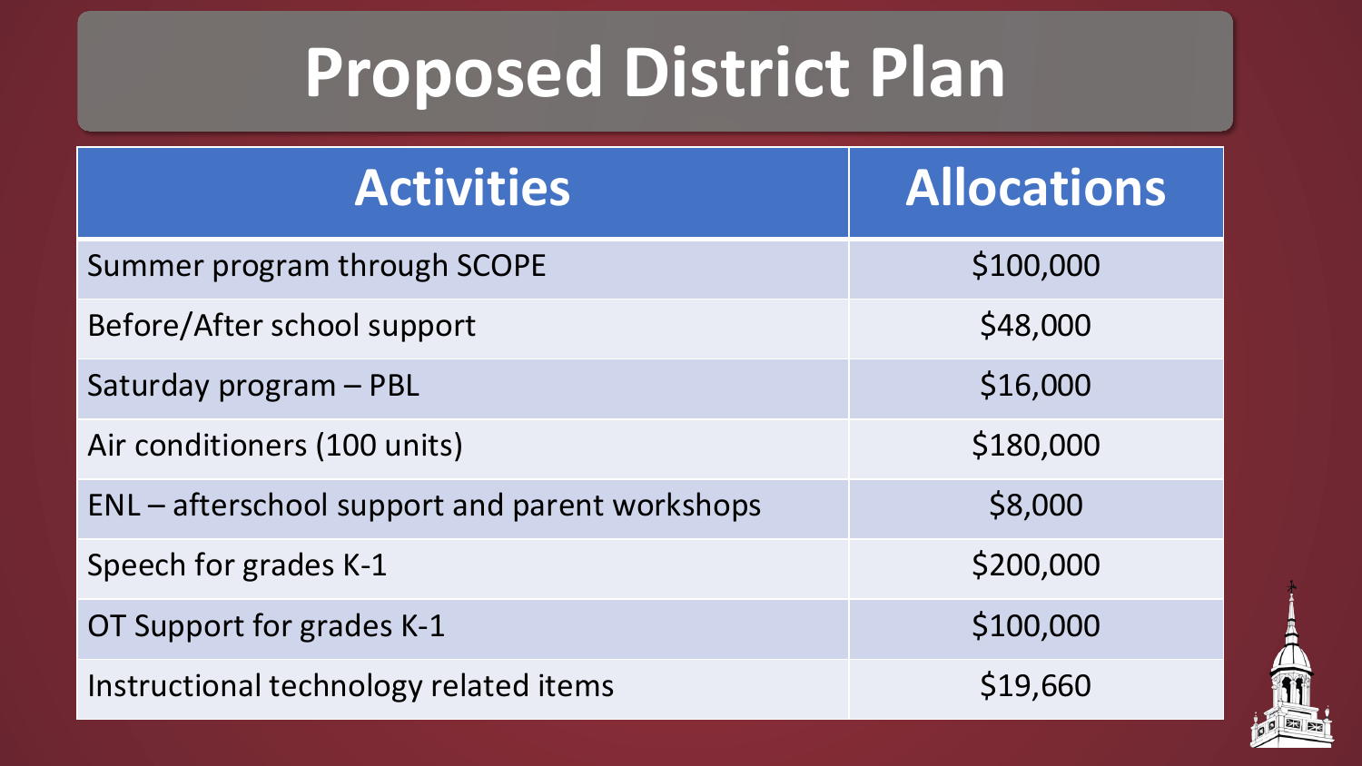# Proposed District Plan

| Activities | Allocations |
| --- | --- |
| Summer program through SCOPE | $100,000 |
| Before/After school support | $48,000 |
| Saturday program – PBL | $16,000 |
| Air conditioners (100 units) | $180,000 |
| ENL – afterschool support and parent workshops | $8,000 |
| Speech for grades K-1 | $200,000 |
| OT Support for grades K-1 | $100,000 |
| Instructional technology related items | $19,660 |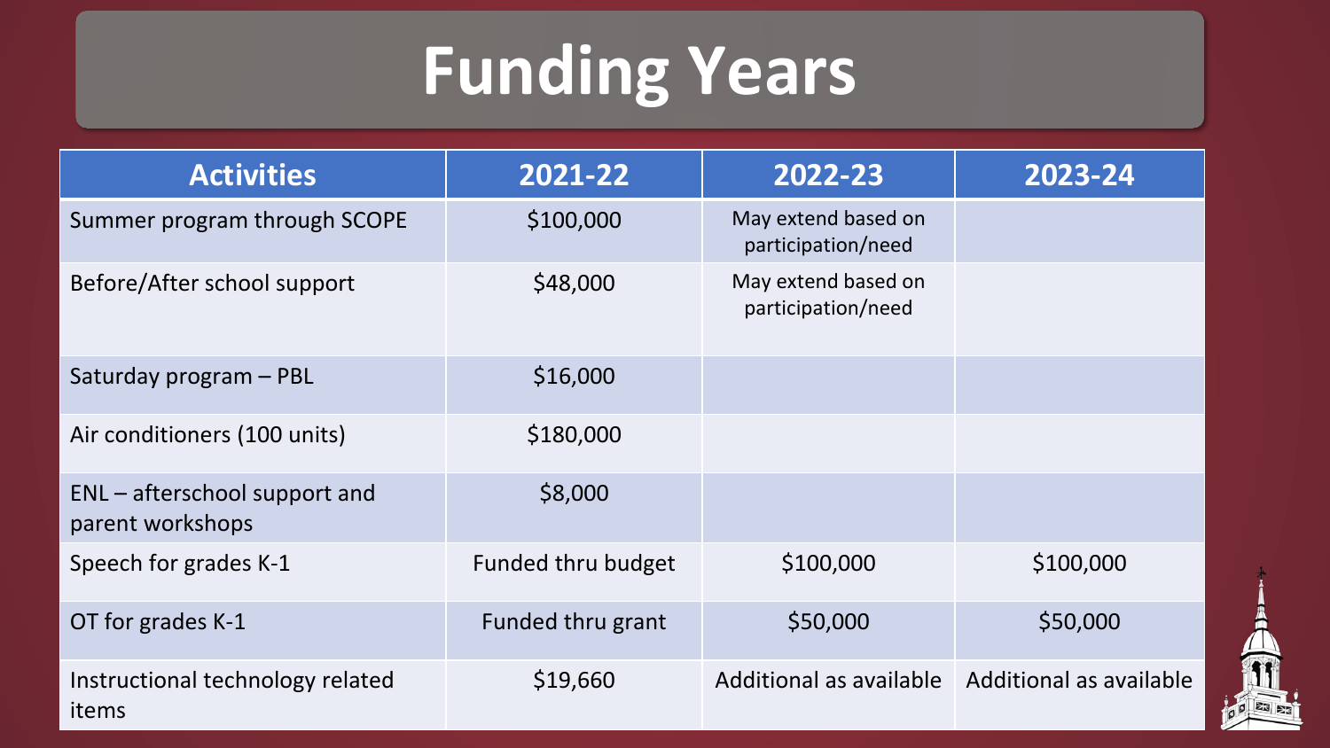# Funding Years

| Activities | 2021-22 | 2022-23 | 2023-24 |
|---|---|---|---|
| Summer program through SCOPE | $100,000 | May extend based on participation/need | |
| Before/After school support | $48,000 | May extend based on participation/need | |
| Saturday program – PBL | $16,000 | | |
| Air conditioners (100 units) | $180,000 | | |
| ENL – afterschool support and parent workshops | $8,000 | | |
| Speech for grades K-1 | Funded thru budget | $100,000 | $100,000 |
| OT for grades K-1 | Funded thru grant | $50,000 | $50,000 |
| Instructional technology related items | $19,660 | Additional as available | Additional as available |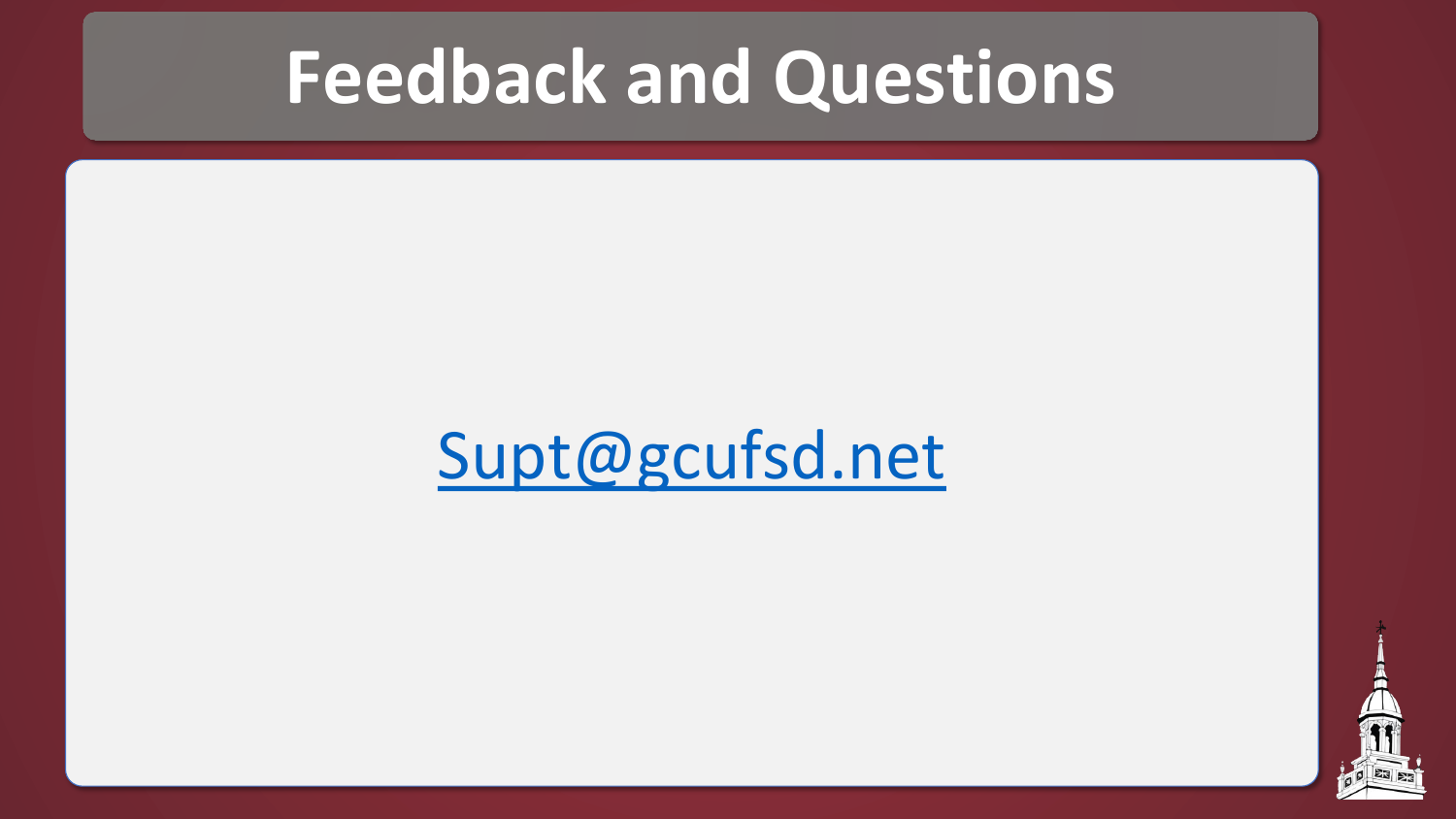# Feedback and Questions

Supt@gcufsd.net